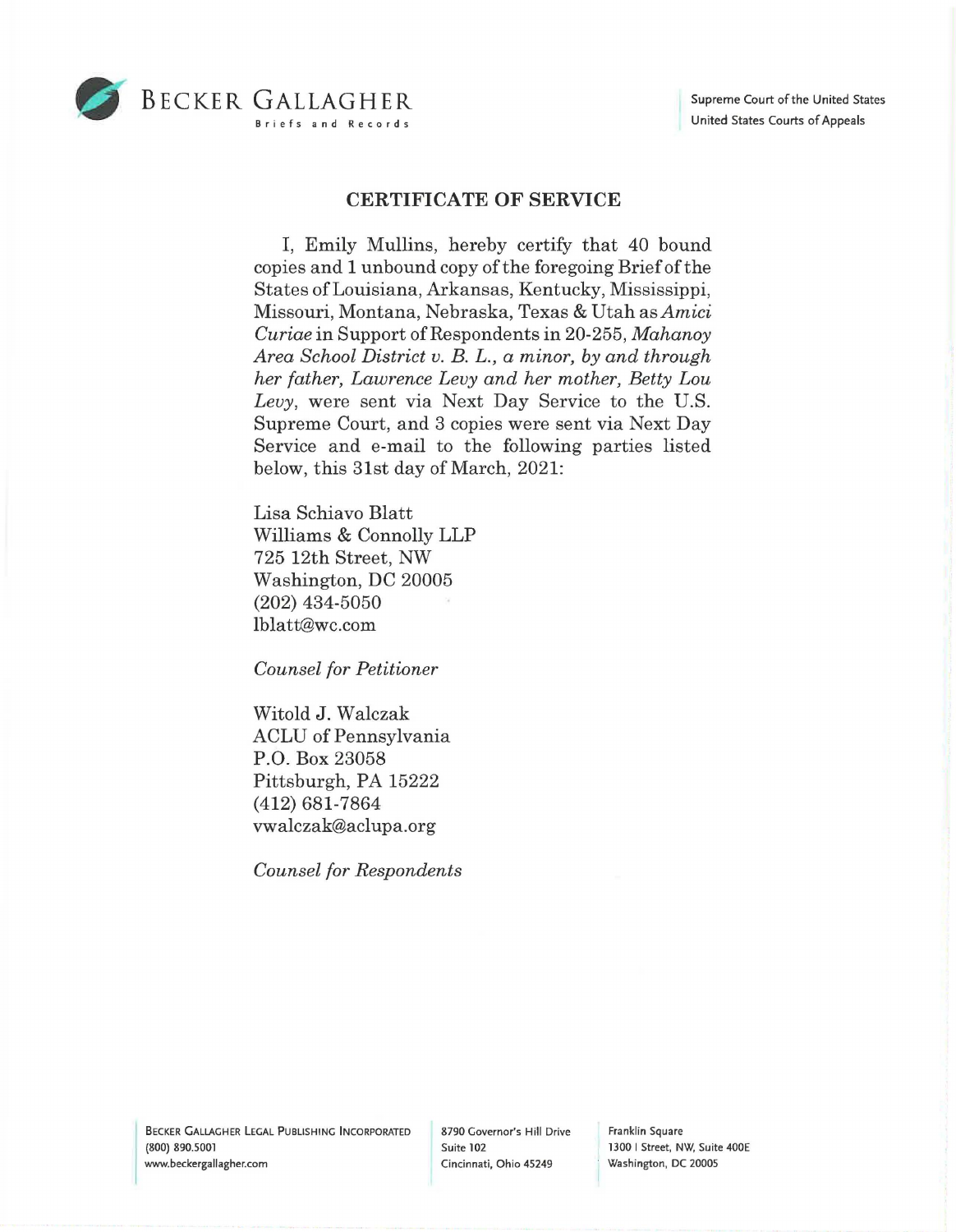BECKER GALLAGHER
Briefs and Records

Supreme Court of the United States
United States Courts of Appeals

## CERTIFICATE OF SERVICE

I, Emily Mullins, hereby certify that 40 bound copies and 1 unbound copy of the foregoing Brief of the States of Louisiana, Arkansas, Kentucky, Mississippi, Missouri, Montana, Nebraska, Texas & Utah as *Amici Curiae* in Support of Respondents in 20-255, *Mahanoy Area School District v. B. L., a minor, by and through her father, Lawrence Levy and her mother, Betty Lou Levy*, were sent via Next Day Service to the U.S. Supreme Court, and 3 copies were sent via Next Day Service and e-mail to the following parties listed below, this 31st day of March, 2021:

Lisa Schiavo Blatt
Williams & Connolly LLP
725 12th Street, NW
Washington, DC 20005
(202) 434-5050
lblatt@wc.com

*Counsel for Petitioner*

Witold J. Walczak
ACLU of Pennsylvania
P.O. Box 23058
Pittsburgh, PA 15222
(412) 681-7864
vwalczak@aclupa.org

*Counsel for Respondents*

BECKER GALLAGHER LEGAL PUBLISHING INCORPORATED
(800) 890.5001
www.beckergallagher.com

8790 Governor's Hill Drive
Suite 102
Cincinnati, Ohio 45249

Franklin Square
1300 I Street, NW, Suite 400E
Washington, DC 20005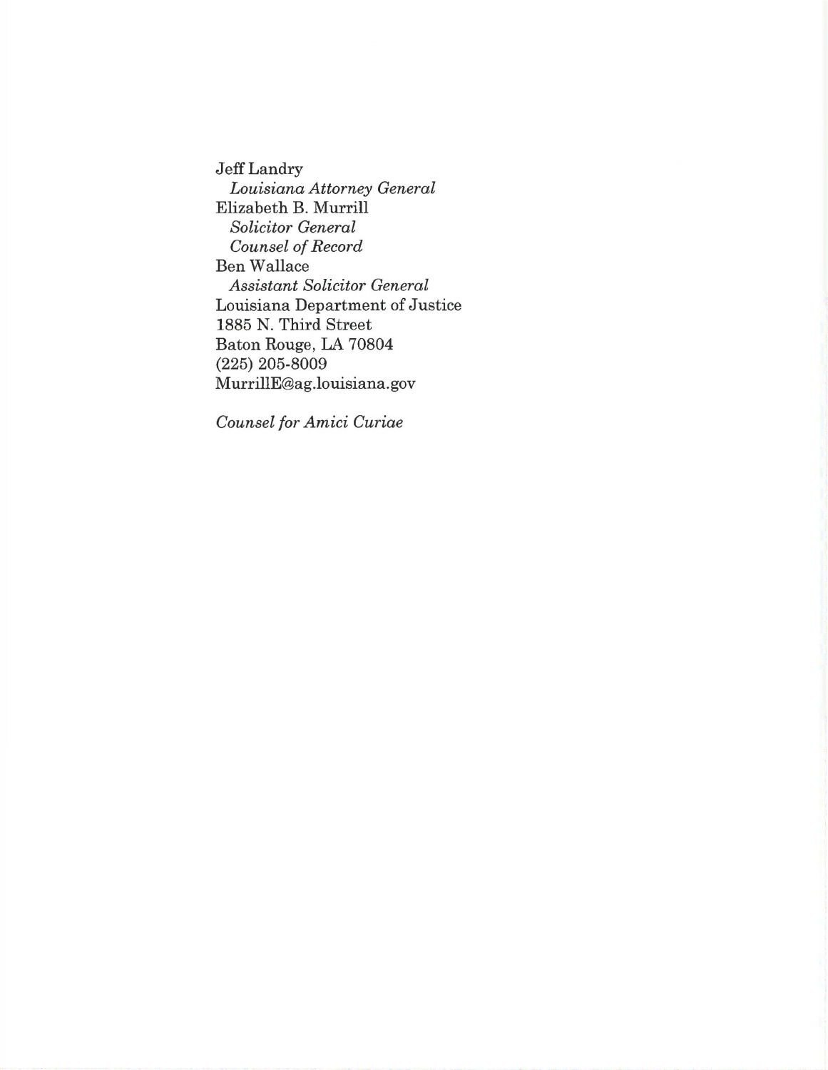Jeff Landry  
*Louisiana Attorney General*  
Elizabeth B. Murrill  
*Solicitor General*  
*Counsel of Record*  
Ben Wallace  
*Assistant Solicitor General*  
Louisiana Department of Justice  
1885 N. Third Street  
Baton Rouge, LA 70804  
(225) 205-8009  
MurrillE@ag.louisiana.gov

*Counsel for Amici Curiae*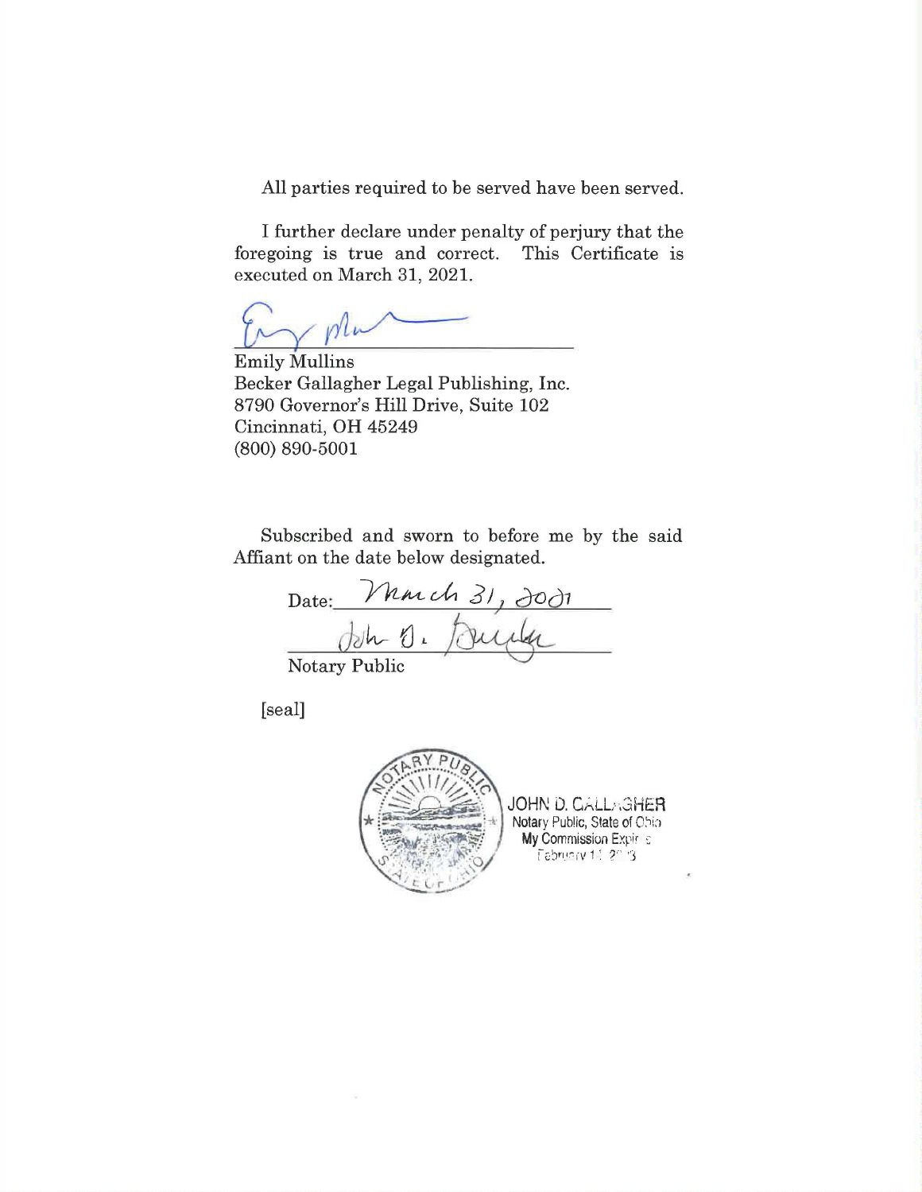All parties required to be served have been served.

I further declare under penalty of perjury that the foregoing is true and correct. This Certificate is executed on March 31, 2021.

Emily Mullins
Becker Gallagher Legal Publishing, Inc.
8790 Governor's Hill Drive, Suite 102
Cincinnati, OH 45249
(800) 890-5001

Subscribed and sworn to before me by the said Affiant on the date below designated.

Date: March 31, 2021

Notary Public

[seal]

JOHN D. GALLAGHER
Notary Public, State of Ohio
My Commission Expires
February 1, 2023